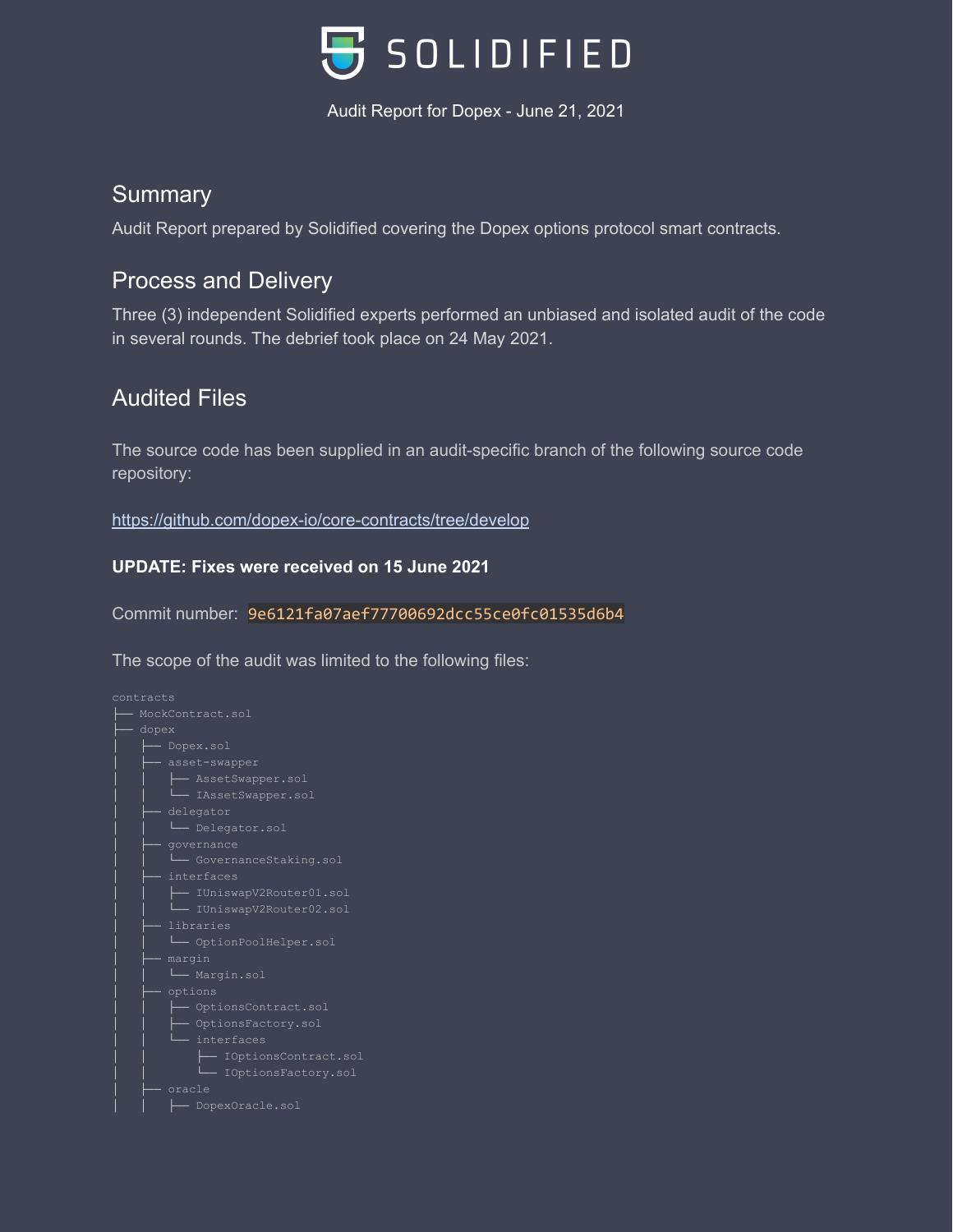# SOLIDIFIED

Audit Report for Dopex - June 21, 2021

## Summary

Audit Report prepared by Solidified covering the Dopex options protocol smart contracts.

## Process and Delivery

Three (3) independent Solidified experts performed an unbiased and isolated audit of the code in several rounds. The debrief took place on 24 May 2021.

## Audited Files

The source code has been supplied in an audit-specific branch of the following source code repository:

https://github.com/dopex-io/core-contracts/tree/develop

**UPDATE: Fixes were received on 15 June 2021**

Commit number: `9e6121fa07aef77700692dcc55ce0fc01535d6b4`

The scope of the audit was limited to the following files:

```
contracts
├── MockContract.sol
├── dopex
│   ├── Dopex.sol
│   ├── asset-swapper
│   │   ├── AssetSwapper.sol
│   │   └── IAssetSwapper.sol
│   ├── delegator
│   │   └── Delegator.sol
│   ├── governance
│   │   └── GovernanceStaking.sol
│   ├── interfaces
│   │   ├── IUniswapV2Router01.sol
│   │   └── IUniswapV2Router02.sol
│   ├── libraries
│   │   └── OptionPoolHelper.sol
│   ├── margin
│   │   └── Margin.sol
│   ├── options
│   │   ├── OptionsContract.sol
│   │   ├── OptionsFactory.sol
│   │   └── interfaces
│   │       ├── IOptionsContract.sol
│   │       └── IOptionsFactory.sol
│   ├── oracle
│   │   ├── DopexOracle.sol
```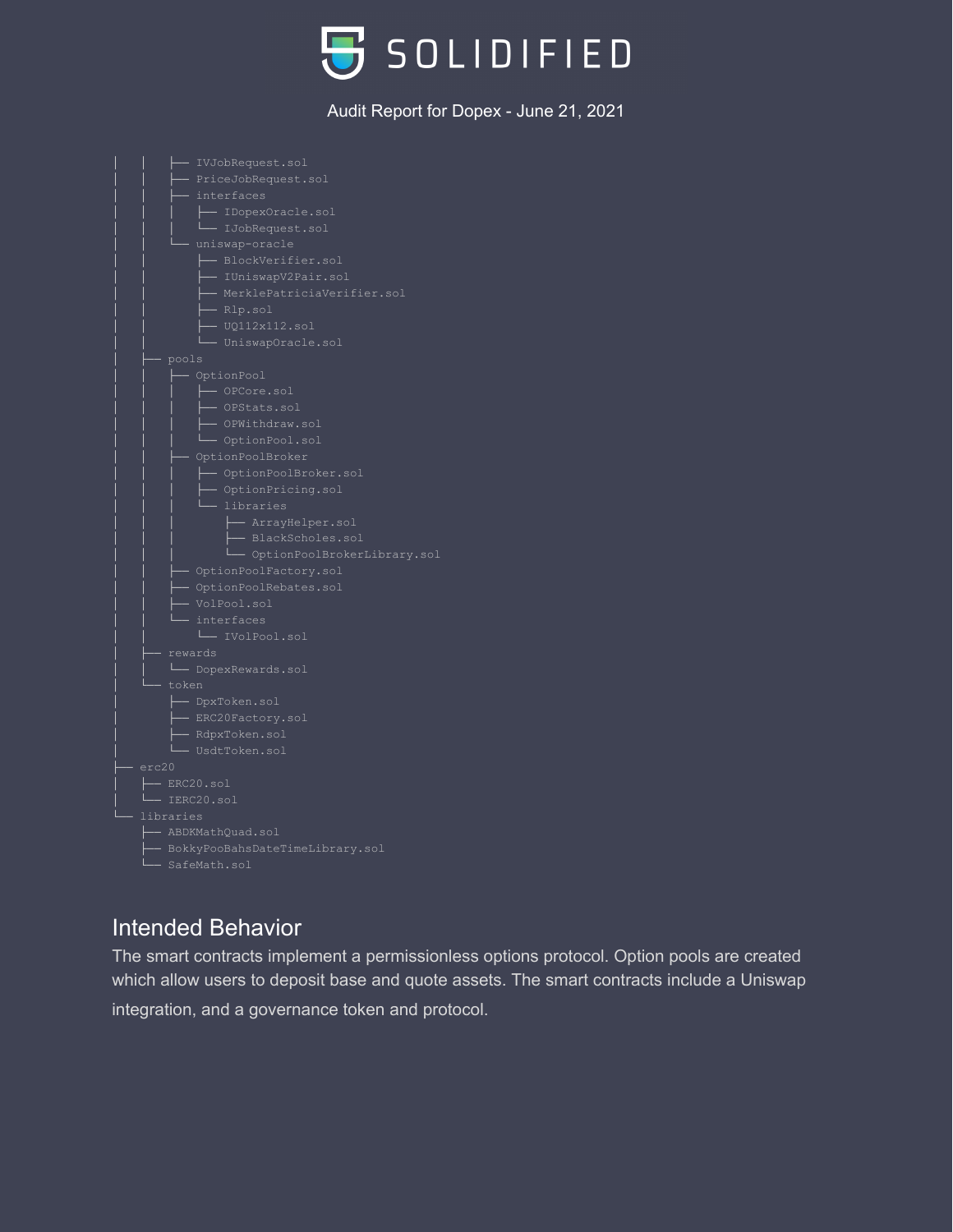```
│   │   ├── IVJobRequest.sol
│   │   ├── PriceJobRequest.sol
│   │   ├── interfaces
│   │   │   ├── IDopexOracle.sol
│   │   │   └── IJobRequest.sol
│   │   └── uniswap-oracle
│   │       ├── BlockVerifier.sol
│   │       ├── IUniswapV2Pair.sol
│   │       ├── MerklePatriciaVerifier.sol
│   │       ├── Rlp.sol
│   │       ├── UQ112x112.sol
│   │       └── UniswapOracle.sol
│   ├── pools
│   │   ├── OptionPool
│   │   │   ├── OPCore.sol
│   │   │   ├── OPStats.sol
│   │   │   ├── OPWithdraw.sol
│   │   │   └── OptionPool.sol
│   │   ├── OptionPoolBroker
│   │   │   ├── OptionPoolBroker.sol
│   │   │   ├── OptionPricing.sol
│   │   │   └── libraries
│   │   │       ├── ArrayHelper.sol
│   │   │       ├── BlackScholes.sol
│   │   │       └── OptionPoolBrokerLibrary.sol
│   │   ├── OptionPoolFactory.sol
│   │   ├── OptionPoolRebates.sol
│   │   ├── VolPool.sol
│   │   └── interfaces
│   │       └── IVolPool.sol
│   ├── rewards
│   │   └── DopexRewards.sol
│   └── token
│       ├── DpxToken.sol
│       ├── ERC20Factory.sol
│       ├── RdpxToken.sol
│       └── UsdtToken.sol
├── erc20
│   ├── ERC20.sol
│   └── IERC20.sol
└── libraries
    ├── ABDKMathQuad.sol
    ├── BokkyPooBahsDateTimeLibrary.sol
    └── SafeMath.sol
```

## Intended Behavior

The smart contracts implement a permissionless options protocol. Option pools are created which allow users to deposit base and quote assets. The smart contracts include a Uniswap integration, and a governance token and protocol.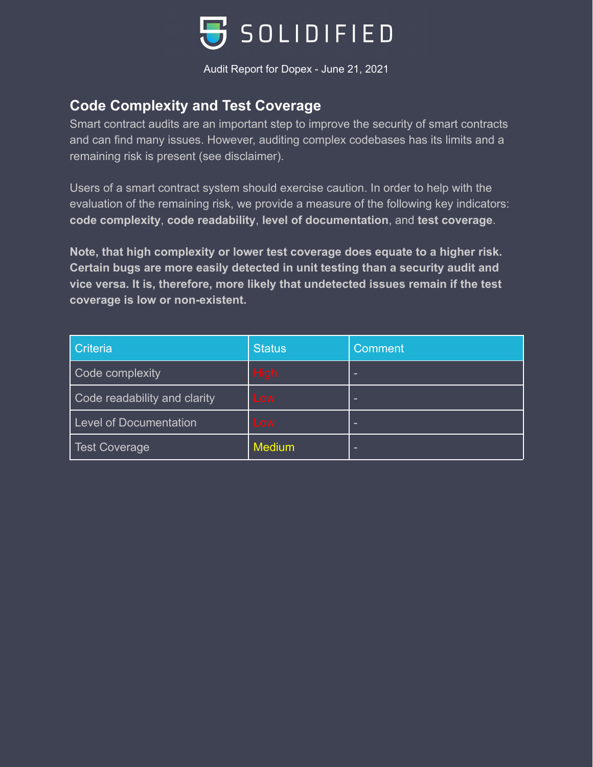## Code Complexity and Test Coverage

Smart contract audits are an important step to improve the security of smart contracts and can find many issues. However, auditing complex codebases has its limits and a remaining risk is present (see disclaimer).

Users of a smart contract system should exercise caution. In order to help with the evaluation of the remaining risk, we provide a measure of the following key indicators: **code complexity**, **code readability**, **level of documentation**, and **test coverage**.

**Note, that high complexity or lower test coverage does equate to a higher risk. Certain bugs are more easily detected in unit testing than a security audit and vice versa. It is, therefore, more likely that undetected issues remain if the test coverage is low or non-existent.**

| Criteria | Status | Comment |
|---|---|---|
| Code complexity | High | - |
| Code readability and clarity | Low | - |
| Level of Documentation | Low | - |
| Test Coverage | Medium | - |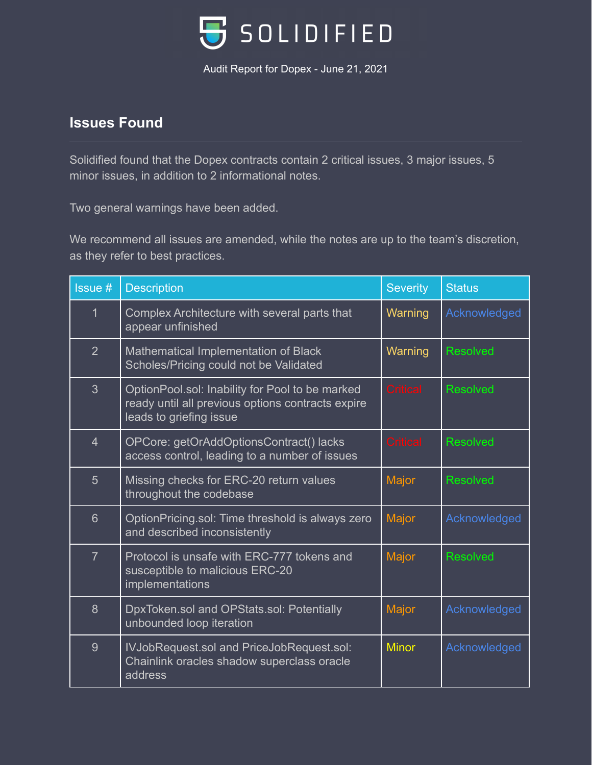## Issues Found

Solidified found that the Dopex contracts contain 2 critical issues, 3 major issues, 5 minor issues, in addition to 2 informational notes.

Two general warnings have been added.

We recommend all issues are amended, while the notes are up to the team's discretion, as they refer to best practices.

| Issue # | Description | Severity | Status |
|---|---|---|---|
| 1 | Complex Architecture with several parts that appear unfinished | Warning | Acknowledged |
| 2 | Mathematical Implementation of Black Scholes/Pricing could not be Validated | Warning | Resolved |
| 3 | OptionPool.sol: Inability for Pool to be marked ready until all previous options contracts expire leads to griefing issue | Critical | Resolved |
| 4 | OPCore: getOrAddOptionsContract() lacks access control, leading to a number of issues | Critical | Resolved |
| 5 | Missing checks for ERC-20 return values throughout the codebase | Major | Resolved |
| 6 | OptionPricing.sol: Time threshold is always zero and described inconsistently | Major | Acknowledged |
| 7 | Protocol is unsafe with ERC-777 tokens and susceptible to malicious ERC-20 implementations | Major | Resolved |
| 8 | DpxToken.sol and OPStats.sol: Potentially unbounded loop iteration | Major | Acknowledged |
| 9 | IVJobRequest.sol and PriceJobRequest.sol: Chainlink oracles shadow superclass oracle address | Minor | Acknowledged |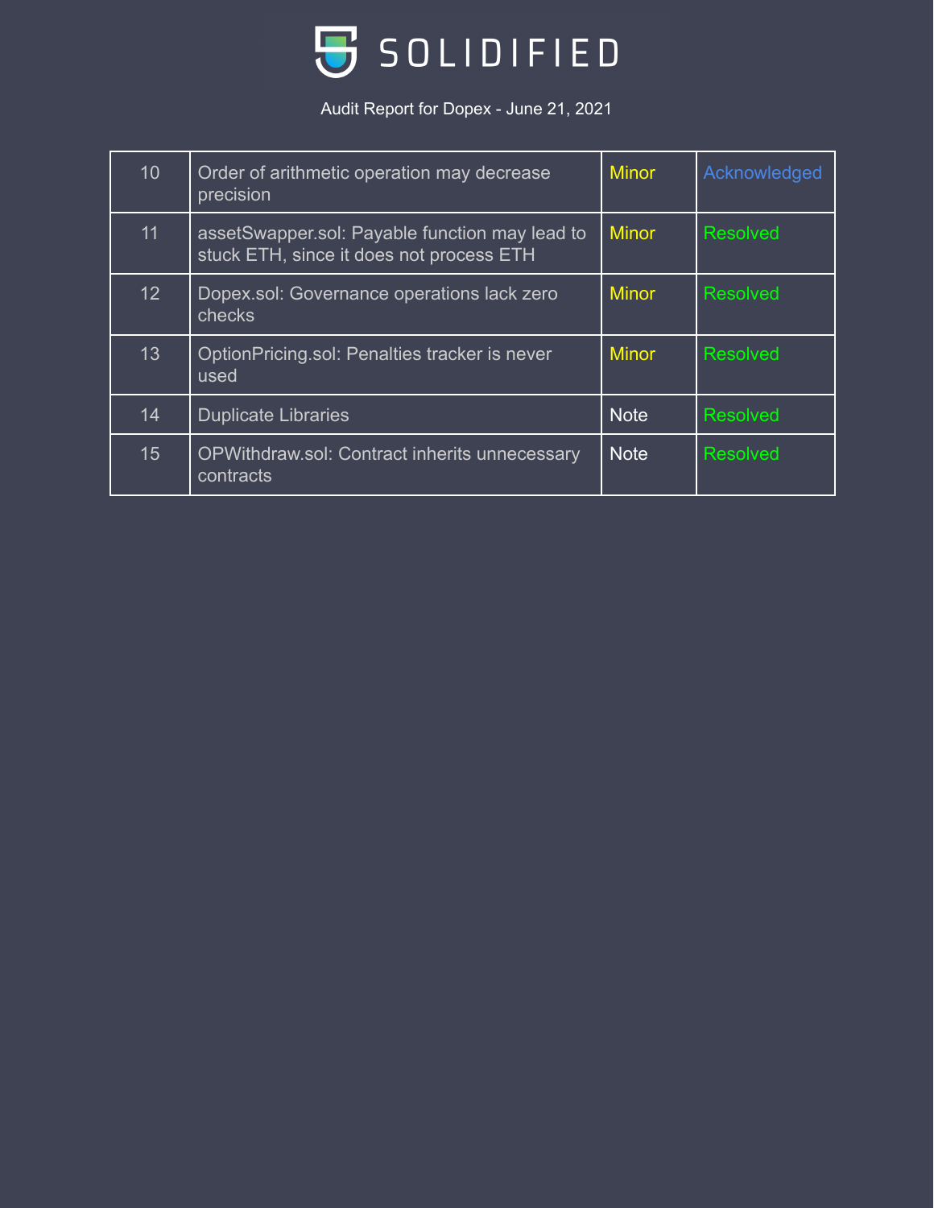| 10 | Order of arithmetic operation may decrease precision | Minor | Acknowledged |
|---|---|---|---|
| 11 | assetSwapper.sol: Payable function may lead to stuck ETH, since it does not process ETH | Minor | Resolved |
| 12 | Dopex.sol: Governance operations lack zero checks | Minor | Resolved |
| 13 | OptionPricing.sol: Penalties tracker is never used | Minor | Resolved |
| 14 | Duplicate Libraries | Note | Resolved |
| 15 | OPWithdraw.sol: Contract inherits unnecessary contracts | Note | Resolved |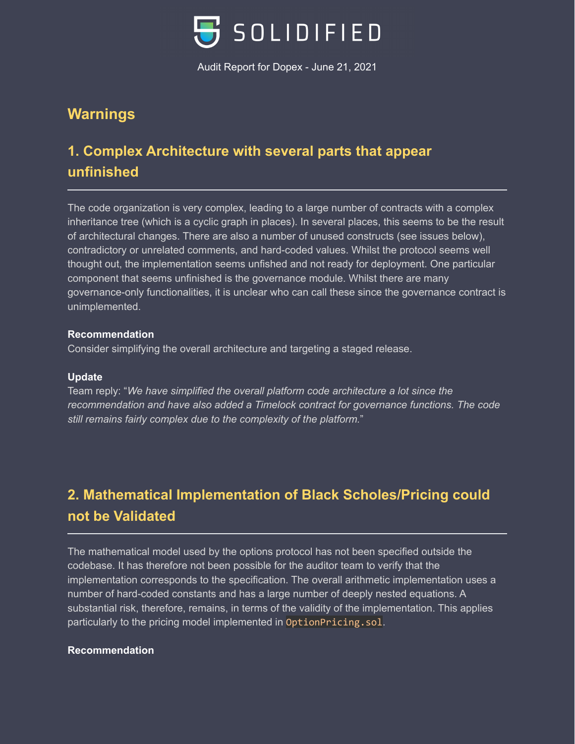## Warnings

### 1. Complex Architecture with several parts that appear unfinished

The code organization is very complex, leading to a large number of contracts with a complex inheritance tree (which is a cyclic graph in places). In several places, this seems to be the result of architectural changes. There are also a number of unused constructs (see issues below), contradictory or unrelated comments, and hard-coded values. Whilst the protocol seems well thought out, the implementation seems unfished and not ready for deployment. One particular component that seems unfinished is the governance module. Whilst there are many governance-only functionalities, it is unclear who can call these since the governance contract is unimplemented.

**Recommendation**

Consider simplifying the overall architecture and targeting a staged release.

**Update**

Team reply: "*We have simplified the overall platform code architecture a lot since the recommendation and have also added a Timelock contract for governance functions. The code still remains fairly complex due to the complexity of the platform.*"

### 2. Mathematical Implementation of Black Scholes/Pricing could not be Validated

The mathematical model used by the options protocol has not been specified outside the codebase. It has therefore not been possible for the auditor team to verify that the implementation corresponds to the specification. The overall arithmetic implementation uses a number of hard-coded constants and has a large number of deeply nested equations. A substantial risk, therefore, remains, in terms of the validity of the implementation. This applies particularly to the pricing model implemented in `OptionPricing.sol`.

**Recommendation**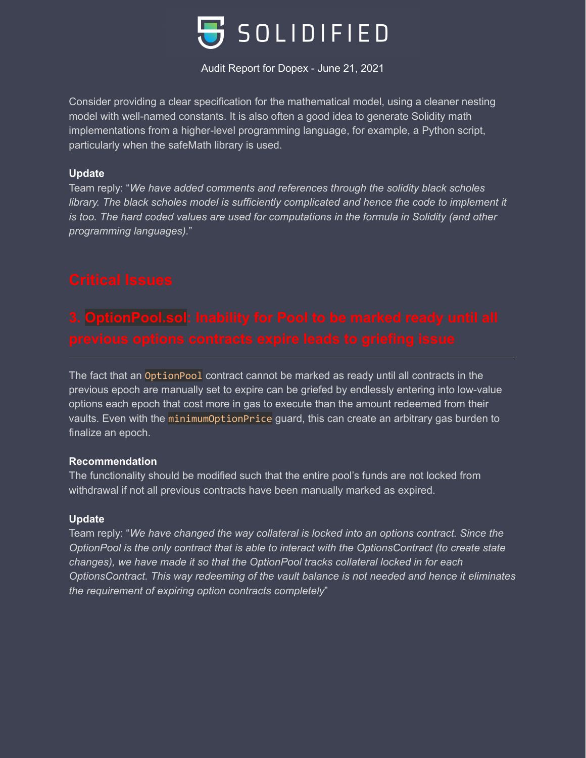Consider providing a clear specification for the mathematical model, using a cleaner nesting model with well-named constants. It is also often a good idea to generate Solidity math implementations from a higher-level programming language, for example, a Python script, particularly when the safeMath library is used.

**Update**

Team reply: "*We have added comments and references through the solidity black scholes library. The black scholes model is sufficiently complicated and hence the code to implement it is too. The hard coded values are used for computations in the formula in Solidity (and other programming languages).*"

## Critical Issues

### 3. `OptionPool.sol`: Inability for Pool to be marked ready until all previous options contracts expire leads to griefing issue

The fact that an `OptionPool` contract cannot be marked as ready until all contracts in the previous epoch are manually set to expire can be griefed by endlessly entering into low-value options each epoch that cost more in gas to execute than the amount redeemed from their vaults. Even with the `minimumOptionPrice` guard, this can create an arbitrary gas burden to finalize an epoch.

**Recommendation**

The functionality should be modified such that the entire pool's funds are not locked from withdrawal if not all previous contracts have been manually marked as expired.

**Update**

Team reply: "*We have changed the way collateral is locked into an options contract. Since the OptionPool is the only contract that is able to interact with the OptionsContract (to create state changes), we have made it so that the OptionPool tracks collateral locked in for each OptionsContract. This way redeeming of the vault balance is not needed and hence it eliminates the requirement of expiring option contracts completely*"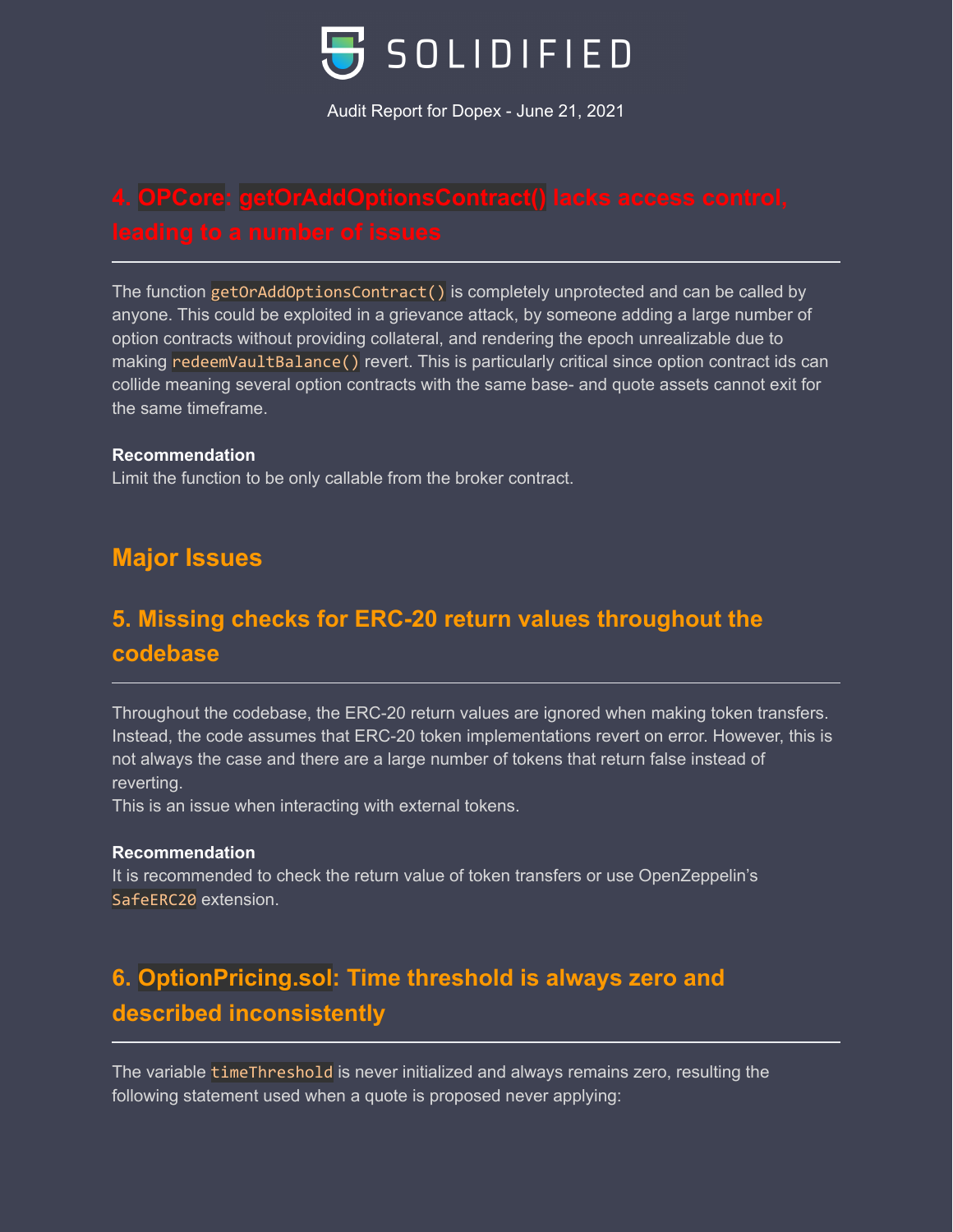## 4. OPCore: `getOrAddOptionsContract()` lacks access control, leading to a number of issues

The function `getOrAddOptionsContract()` is completely unprotected and can be called by anyone. This could be exploited in a grievance attack, by someone adding a large number of option contracts without providing collateral, and rendering the epoch unrealizable due to making `redeemVaultBalance()` revert. This is particularly critical since option contract ids can collide meaning several option contracts with the same base- and quote assets cannot exit for the same timeframe.

**Recommendation**

Limit the function to be only callable from the broker contract.

# Major Issues

## 5. Missing checks for ERC-20 return values throughout the codebase

Throughout the codebase, the ERC-20 return values are ignored when making token transfers. Instead, the code assumes that ERC-20 token implementations revert on error. However, this is not always the case and there are a large number of tokens that return false instead of reverting.

This is an issue when interacting with external tokens.

**Recommendation**

It is recommended to check the return value of token transfers or use OpenZeppelin's `SafeERC20` extension.

## 6. OptionPricing.sol: Time threshold is always zero and described inconsistently

The variable `timeThreshold` is never initialized and always remains zero, resulting the following statement used when a quote is proposed never applying: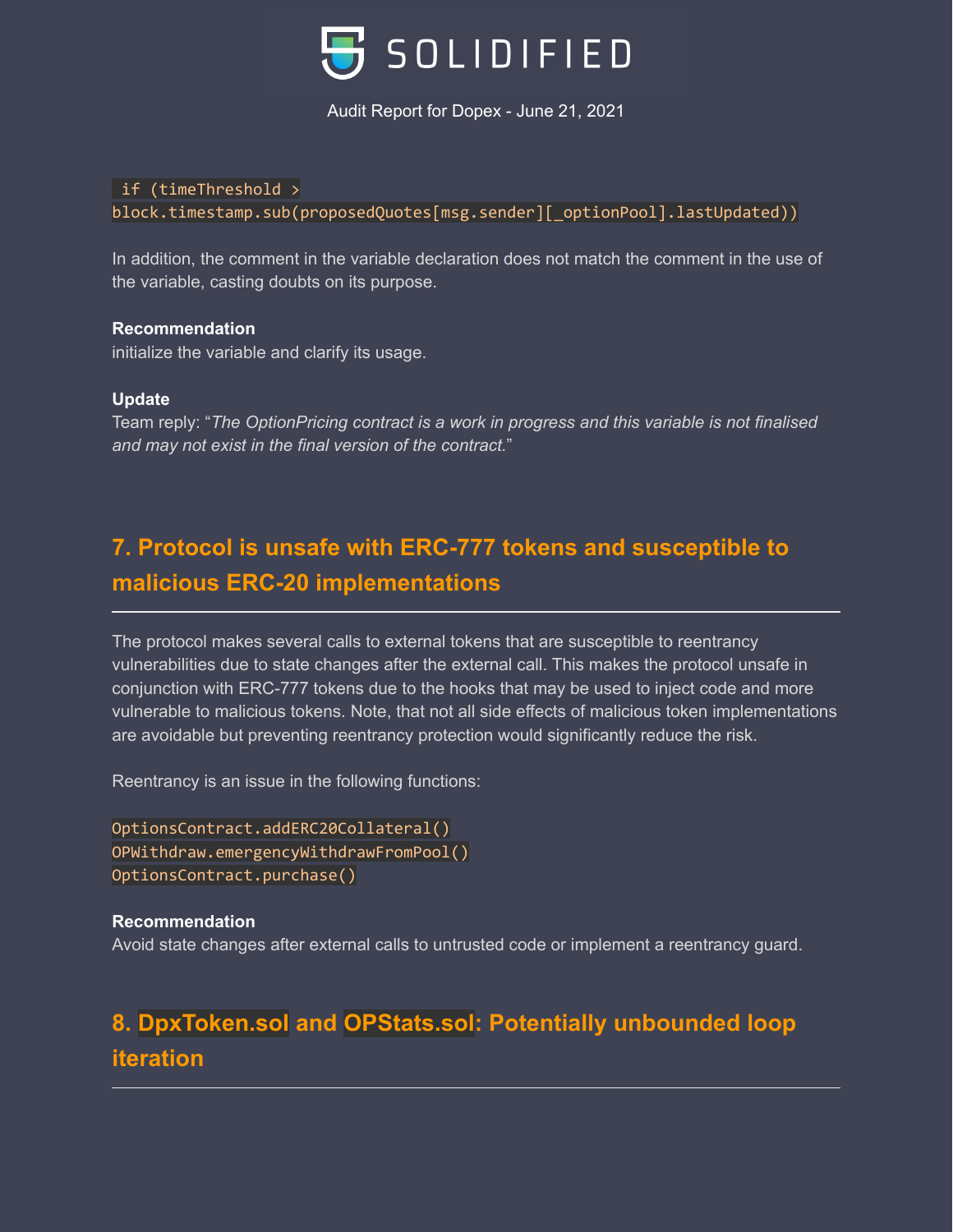```
 if (timeThreshold >
block.timestamp.sub(proposedQuotes[msg.sender][_optionPool].lastUpdated))
```

In addition, the comment in the variable declaration does not match the comment in the use of the variable, casting doubts on its purpose.

**Recommendation**

initialize the variable and clarify its usage.

**Update**

Team reply: "*The OptionPricing contract is a work in progress and this variable is not finalised and may not exist in the final version of the contract.*"

## 7. Protocol is unsafe with ERC-777 tokens and susceptible to malicious ERC-20 implementations

The protocol makes several calls to external tokens that are susceptible to reentrancy vulnerabilities due to state changes after the external call. This makes the protocol unsafe in conjunction with ERC-777 tokens due to the hooks that may be used to inject code and more vulnerable to malicious tokens. Note, that not all side effects of malicious token implementations are avoidable but preventing reentrancy protection would significantly reduce the risk.

Reentrancy is an issue in the following functions:

```
OptionsContract.addERC20Collateral()
OPWithdraw.emergencyWithdrawFromPool()
OptionsContract.purchase()
```

**Recommendation**

Avoid state changes after external calls to untrusted code or implement a reentrancy guard.

## 8. `DpxToken.sol` and `OPStats.sol`: Potentially unbounded loop iteration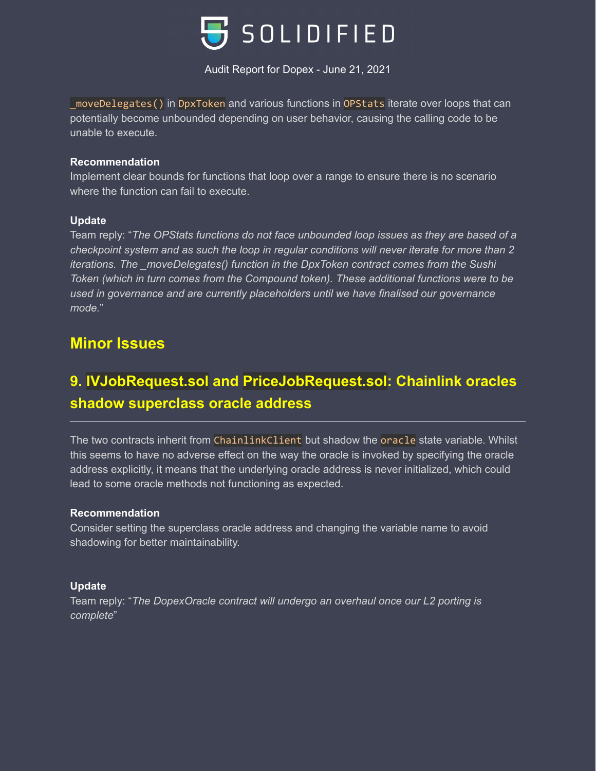`_moveDelegates()` in `DpxToken` and various functions in `OPStats` iterate over loops that can potentially become unbounded depending on user behavior, causing the calling code to be unable to execute.

**Recommendation**

Implement clear bounds for functions that loop over a range to ensure there is no scenario where the function can fail to execute.

**Update**

Team reply: "*The OPStats functions do not face unbounded loop issues as they are based of a checkpoint system and as such the loop in regular conditions will never iterate for more than 2 iterations. The _moveDelegates() function in the DpxToken contract comes from the Sushi Token (which in turn comes from the Compound token). These additional functions were to be used in governance and are currently placeholders until we have finalised our governance mode.*"

## Minor Issues

## 9. `IVJobRequest.sol` and `PriceJobRequest.sol`: Chainlink oracles shadow superclass oracle address

---

The two contracts inherit from `ChainlinkClient` but shadow the `oracle` state variable. Whilst this seems to have no adverse effect on the way the oracle is invoked by specifying the oracle address explicitly, it means that the underlying oracle address is never initialized, which could lead to some oracle methods not functioning as expected.

**Recommendation**

Consider setting the superclass oracle address and changing the variable name to avoid shadowing for better maintainability.

**Update**

Team reply: "*The DopexOracle contract will undergo an overhaul once our L2 porting is complete*"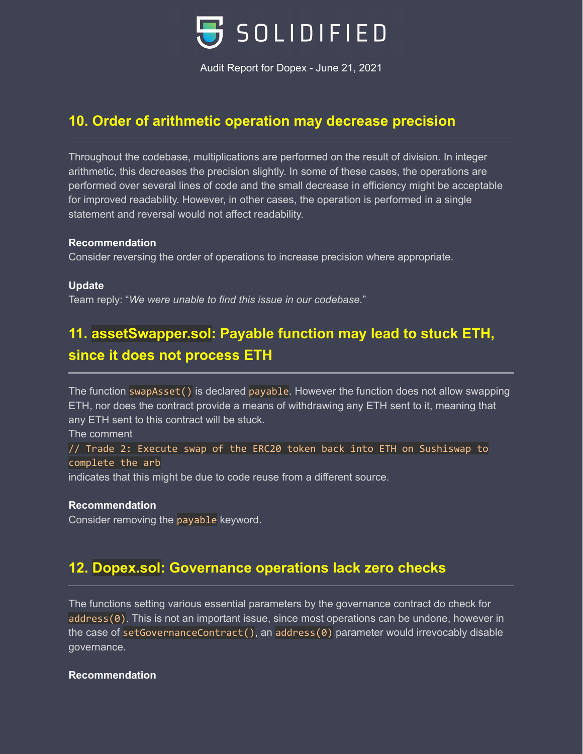## 10. Order of arithmetic operation may decrease precision

Throughout the codebase, multiplications are performed on the result of division. In integer arithmetic, this decreases the precision slightly. In some of these cases, the operations are performed over several lines of code and the small decrease in efficiency might be acceptable for improved readability. However, in other cases, the operation is performed in a single statement and reversal would not affect readability.

**Recommendation**

Consider reversing the order of operations to increase precision where appropriate.

**Update**

Team reply: "*We were unable to find this issue in our codebase.*"

## 11. `assetSwapper.sol`: Payable function may lead to stuck ETH, since it does not process ETH

The function `swapAsset()` is declared `payable`. However the function does not allow swapping ETH, nor does the contract provide a means of withdrawing any ETH sent to it, meaning that any ETH sent to this contract will be stuck.

The comment

```
// Trade 2: Execute swap of the ERC20 token back into ETH on Sushiswap to complete the arb
```

indicates that this might be due to code reuse from a different source.

**Recommendation**

Consider removing the `payable` keyword.

## 12. `Dopex.sol`: Governance operations lack zero checks

The functions setting various essential parameters by the governance contract do check for `address(0)`. This is not an important issue, since most operations can be undone, however in the case of `setGovernanceContract()`, an `address(0)` parameter would irrevocably disable governance.

**Recommendation**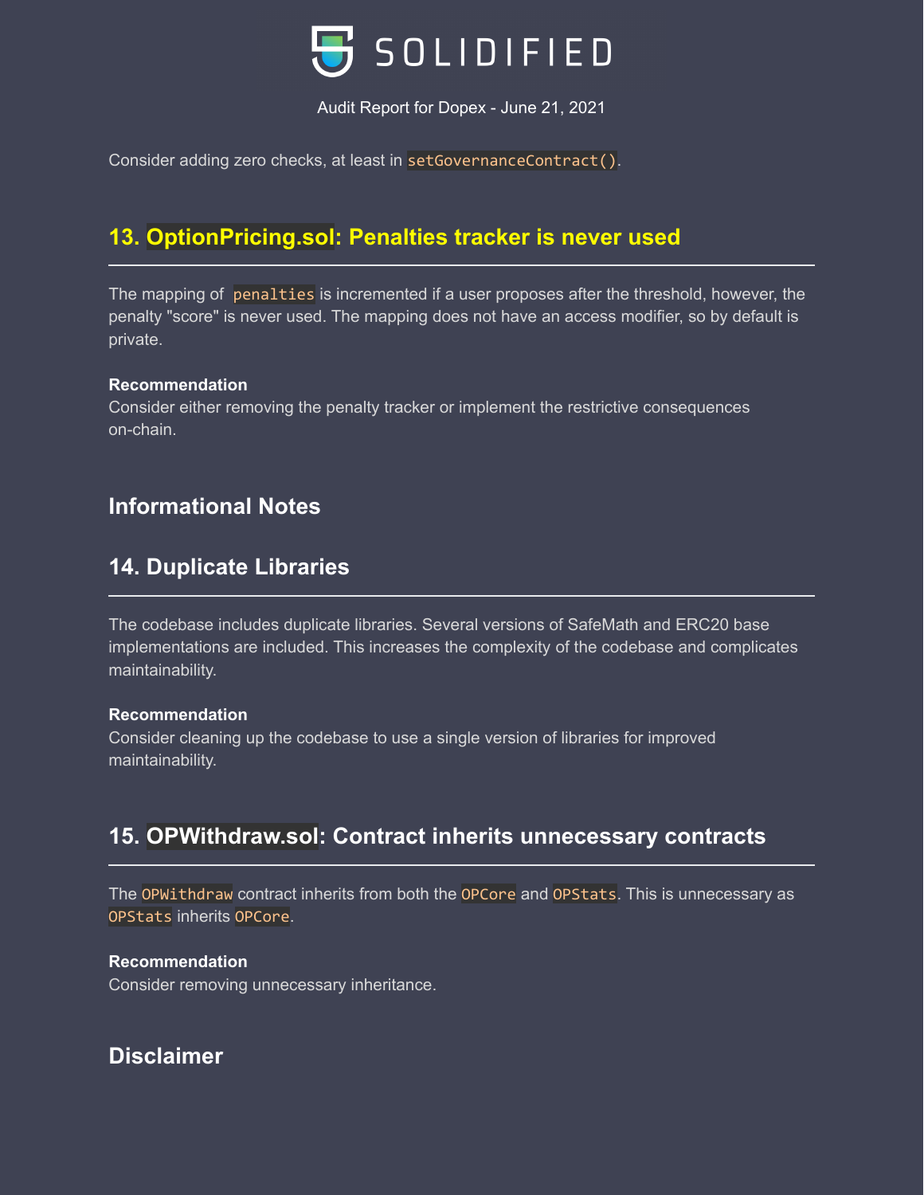Consider adding zero checks, at least in `setGovernanceContract()`.

## 13. OptionPricing.sol: Penalties tracker is never used

The mapping of `penalties` is incremented if a user proposes after the threshold, however, the penalty "score" is never used. The mapping does not have an access modifier, so by default is private.

**Recommendation**

Consider either removing the penalty tracker or implement the restrictive consequences on-chain.

## Informational Notes

## 14. Duplicate Libraries

The codebase includes duplicate libraries. Several versions of SafeMath and ERC20 base implementations are included. This increases the complexity of the codebase and complicates maintainability.

**Recommendation**

Consider cleaning up the codebase to use a single version of libraries for improved maintainability.

## 15. OPWithdraw.sol: Contract inherits unnecessary contracts

The `OPWithdraw` contract inherits from both the `OPCore` and `OPStats`. This is unnecessary as `OPStats` inherits `OPCore`.

**Recommendation**

Consider removing unnecessary inheritance.

## Disclaimer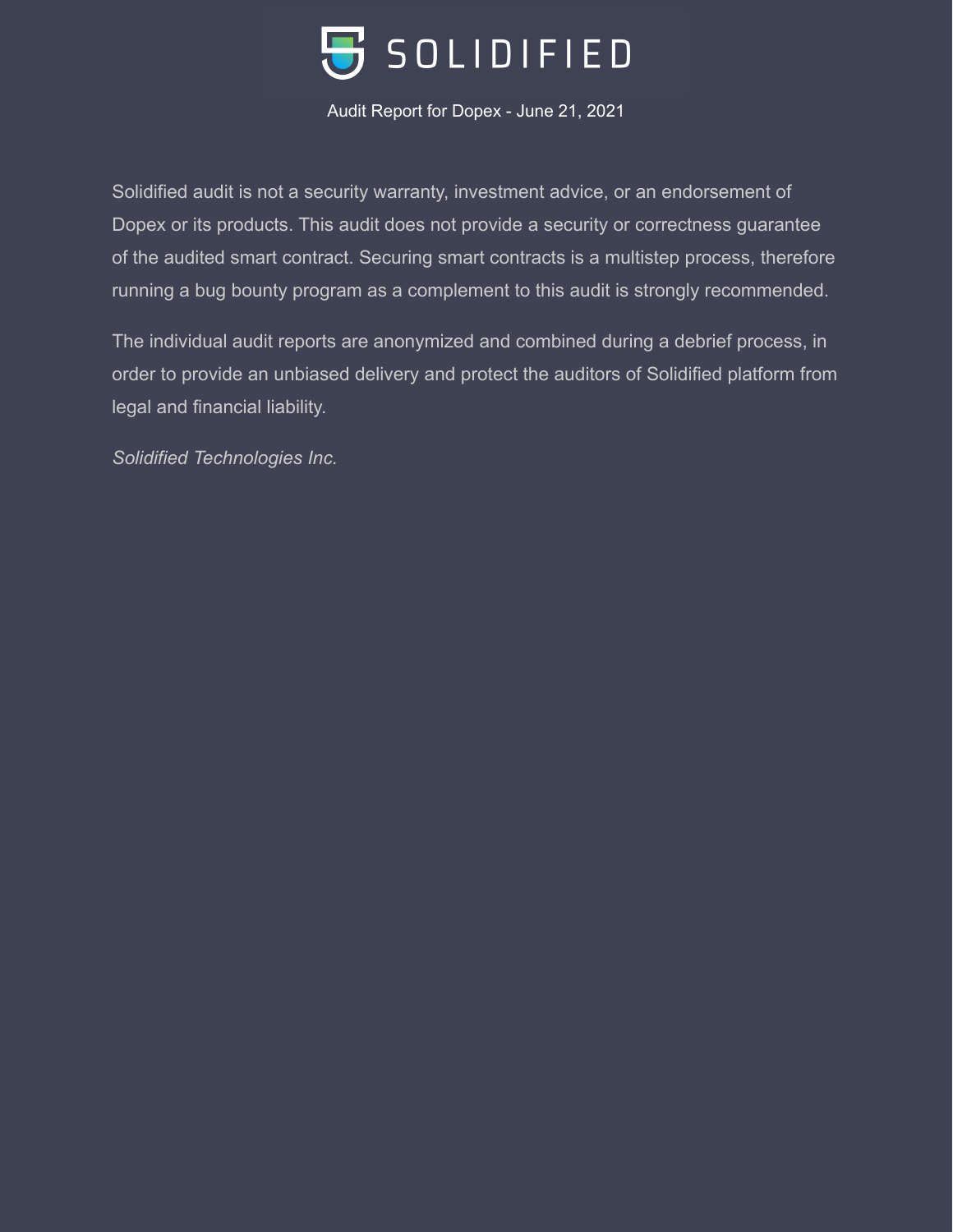# SOLIDIFIED

Audit Report for Dopex - June 21, 2021

Solidified audit is not a security warranty, investment advice, or an endorsement of Dopex or its products. This audit does not provide a security or correctness guarantee of the audited smart contract. Securing smart contracts is a multistep process, therefore running a bug bounty program as a complement to this audit is strongly recommended.

The individual audit reports are anonymized and combined during a debrief process, in order to provide an unbiased delivery and protect the auditors of Solidified platform from legal and financial liability.

*Solidified Technologies Inc.*